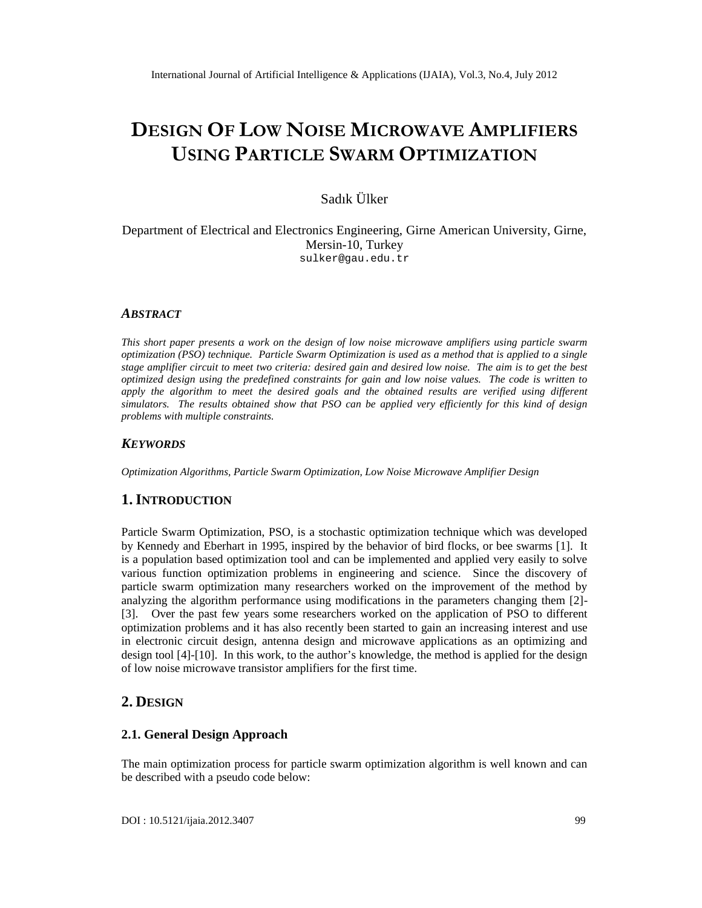# DESIGN OF LOW NOISE MICROWAVE AMPLIFIERS USING PARTICLE SWARM OPTIMIZATION

Sadık Ülker

Department of Electrical and Electronics Engineering, Girne American University, Girne, Mersin-10, Turkey
sulker@gau.edu.tr

### *ABSTRACT*

*This short paper presents a work on the design of low noise microwave amplifiers using particle swarm optimization (PSO) technique. Particle Swarm Optimization is used as a method that is applied to a single stage amplifier circuit to meet two criteria: desired gain and desired low noise. The aim is to get the best optimized design using the predefined constraints for gain and low noise values. The code is written to apply the algorithm to meet the desired goals and the obtained results are verified using different simulators. The results obtained show that PSO can be applied very efficiently for this kind of design problems with multiple constraints.*

### *KEYWORDS*

*Optimization Algorithms, Particle Swarm Optimization, Low Noise Microwave Amplifier Design*

## 1. INTRODUCTION

Particle Swarm Optimization, PSO, is a stochastic optimization technique which was developed by Kennedy and Eberhart in 1995, inspired by the behavior of bird flocks, or bee swarms [1]. It is a population based optimization tool and can be implemented and applied very easily to solve various function optimization problems in engineering and science. Since the discovery of particle swarm optimization many researchers worked on the improvement of the method by analyzing the algorithm performance using modifications in the parameters changing them [2]-[3]. Over the past few years some researchers worked on the application of PSO to different optimization problems and it has also recently been started to gain an increasing interest and use in electronic circuit design, antenna design and microwave applications as an optimizing and design tool [4]-[10]. In this work, to the author's knowledge, the method is applied for the design of low noise microwave transistor amplifiers for the first time.

## 2. DESIGN

### 2.1. General Design Approach

The main optimization process for particle swarm optimization algorithm is well known and can be described with a pseudo code below: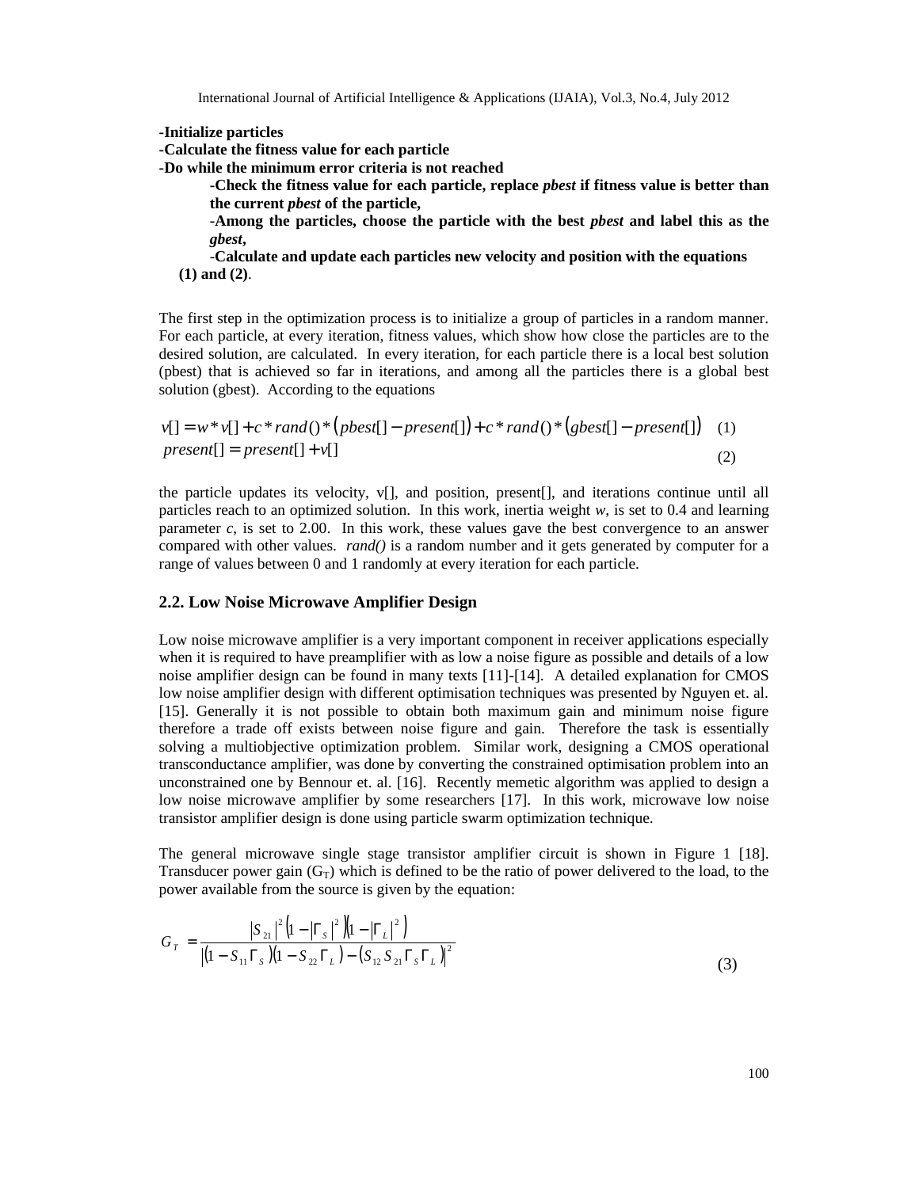**-Initialize particles**

**-Calculate the fitness value for each particle**

**-Do while the minimum error criteria is not reached**

> **-Check the fitness value for each particle, replace *pbest* if fitness value is better than the current *pbest* of the particle,**
>
> **-Among the particles, choose the particle with the best *pbest* and label this as the *gbest*,**
>
> **-Calculate and update each particles new velocity and position with the equations (1) and (2)**.

The first step in the optimization process is to initialize a group of particles in a random manner. For each particle, at every iteration, fitness values, which show how close the particles are to the desired solution, are calculated. In every iteration, for each particle there is a local best solution (pbest) that is achieved so far in iterations, and among all the particles there is a global best solution (gbest). According to the equations

$$v[] = w * v[] + c * rand() * \left(pbest[] - present[]\right) + c * rand() * \left(gbest[] - present[]\right) \quad (1)$$

$$present[] = present[] + v[] \quad (2)$$

the particle updates its velocity, v[], and position, present[], and iterations continue until all particles reach to an optimized solution. In this work, inertia weight $w$, is set to 0.4 and learning parameter $c$, is set to 2.00. In this work, these values gave the best convergence to an answer compared with other values. *rand()* is a random number and it gets generated by computer for a range of values between 0 and 1 randomly at every iteration for each particle.

### 2.2. Low Noise Microwave Amplifier Design

Low noise microwave amplifier is a very important component in receiver applications especially when it is required to have preamplifier with as low a noise figure as possible and details of a low noise amplifier design can be found in many texts [11]-[14]. A detailed explanation for CMOS low noise amplifier design with different optimisation techniques was presented by Nguyen et. al. [15]. Generally it is not possible to obtain both maximum gain and minimum noise figure therefore a trade off exists between noise figure and gain. Therefore the task is essentially solving a multiobjective optimization problem. Similar work, designing a CMOS operational transconductance amplifier, was done by converting the constrained optimisation problem into an unconstrained one by Bennour et. al. [16]. Recently memetic algorithm was applied to design a low noise microwave amplifier by some researchers [17]. In this work, microwave low noise transistor amplifier design is done using particle swarm optimization technique.

The general microwave single stage transistor amplifier circuit is shown in Figure 1 [18]. Transducer power gain ($G_T$) which is defined to be the ratio of power delivered to the load, to the power available from the source is given by the equation:

$$G_T = \frac{|S_{21}|^2 \left(1 - |\Gamma_S|^2\right)\left(1 - |\Gamma_L|^2\right)}{\left|(1 - S_{11}\Gamma_S)(1 - S_{22}\Gamma_L) - (S_{12}S_{21}\Gamma_S\Gamma_L)\right|^2} \quad (3)$$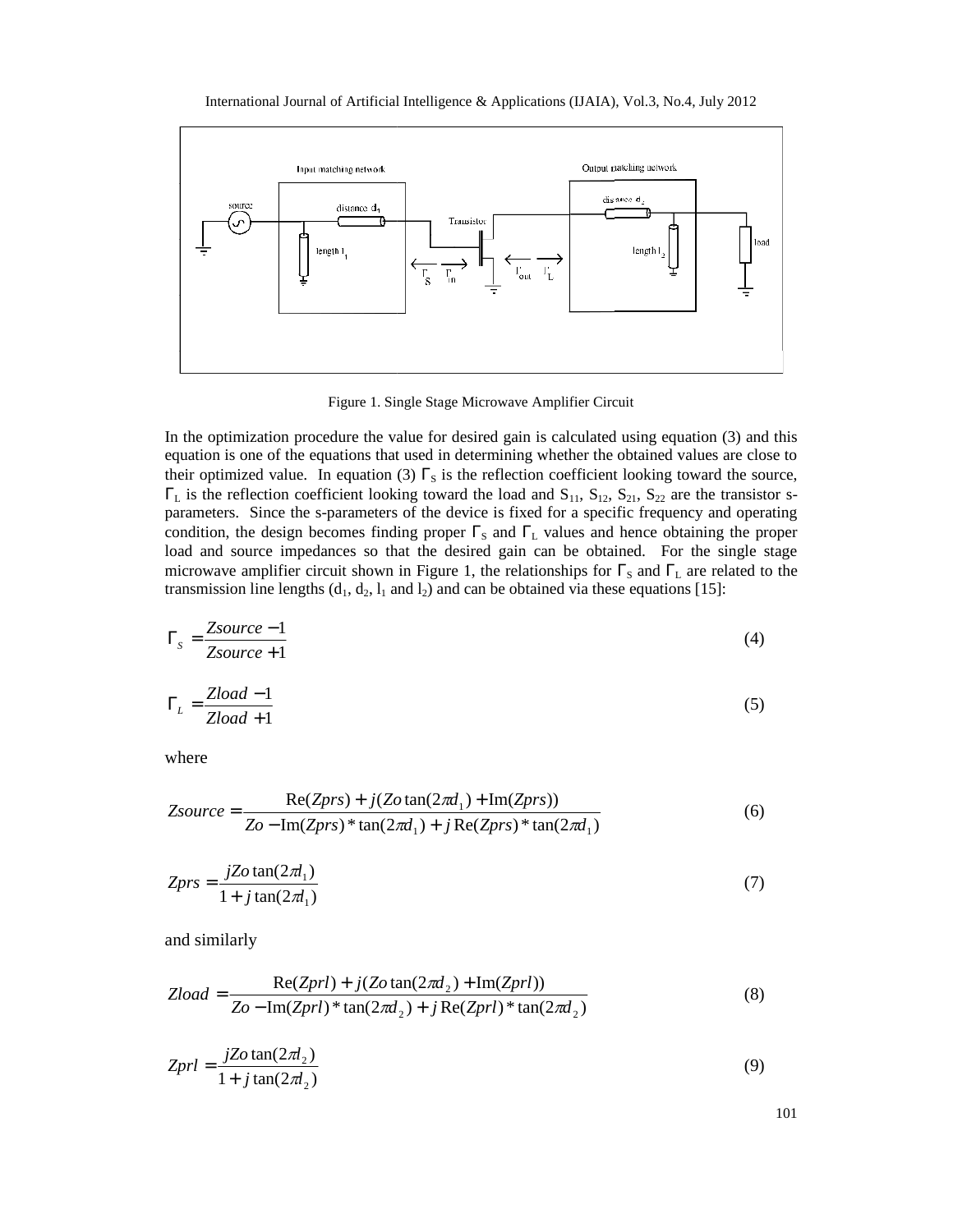Figure 1. Single Stage Microwave Amplifier Circuit

In the optimization procedure the value for desired gain is calculated using equation (3) and this equation is one of the equations that used in determining whether the obtained values are close to their optimized value. In equation (3) $\Gamma_S$ is the reflection coefficient looking toward the source, $\Gamma_L$ is the reflection coefficient looking toward the load and $S_{11}$, $S_{12}$, $S_{21}$, $S_{22}$ are the transistor s-parameters. Since the s-parameters of the device is fixed for a specific frequency and operating condition, the design becomes finding proper $\Gamma_S$ and $\Gamma_L$ values and hence obtaining the proper load and source impedances so that the desired gain can be obtained. For the single stage microwave amplifier circuit shown in Figure 1, the relationships for $\Gamma_S$ and $\Gamma_L$ are related to the transmission line lengths ($d_1$, $d_2$, $l_1$ and $l_2$) and can be obtained via these equations [15]:

$$\Gamma_S = \frac{Zsource - 1}{Zsource + 1} \tag{4}$$

$$\Gamma_L = \frac{Zload - 1}{Zload + 1} \tag{5}$$

where

$$Zsource = \frac{\mathrm{Re}(Zprs) + j(Zo\tan(2\pi d_1) + \mathrm{Im}(Zprs))}{Zo - \mathrm{Im}(Zprs) * \tan(2\pi d_1) + j\,\mathrm{Re}(Zprs) * \tan(2\pi d_1)} \tag{6}$$

$$Zprs = \frac{jZo\tan(2\pi l_1)}{1 + j\tan(2\pi l_1)} \tag{7}$$

and similarly

$$Zload = \frac{\mathrm{Re}(Zprl) + j(Zo\tan(2\pi d_2) + \mathrm{Im}(Zprl))}{Zo - \mathrm{Im}(Zprl) * \tan(2\pi d_2) + j\,\mathrm{Re}(Zprl) * \tan(2\pi d_2)} \tag{8}$$

$$Zprl = \frac{jZo\tan(2\pi l_2)}{1 + j\tan(2\pi l_2)} \tag{9}$$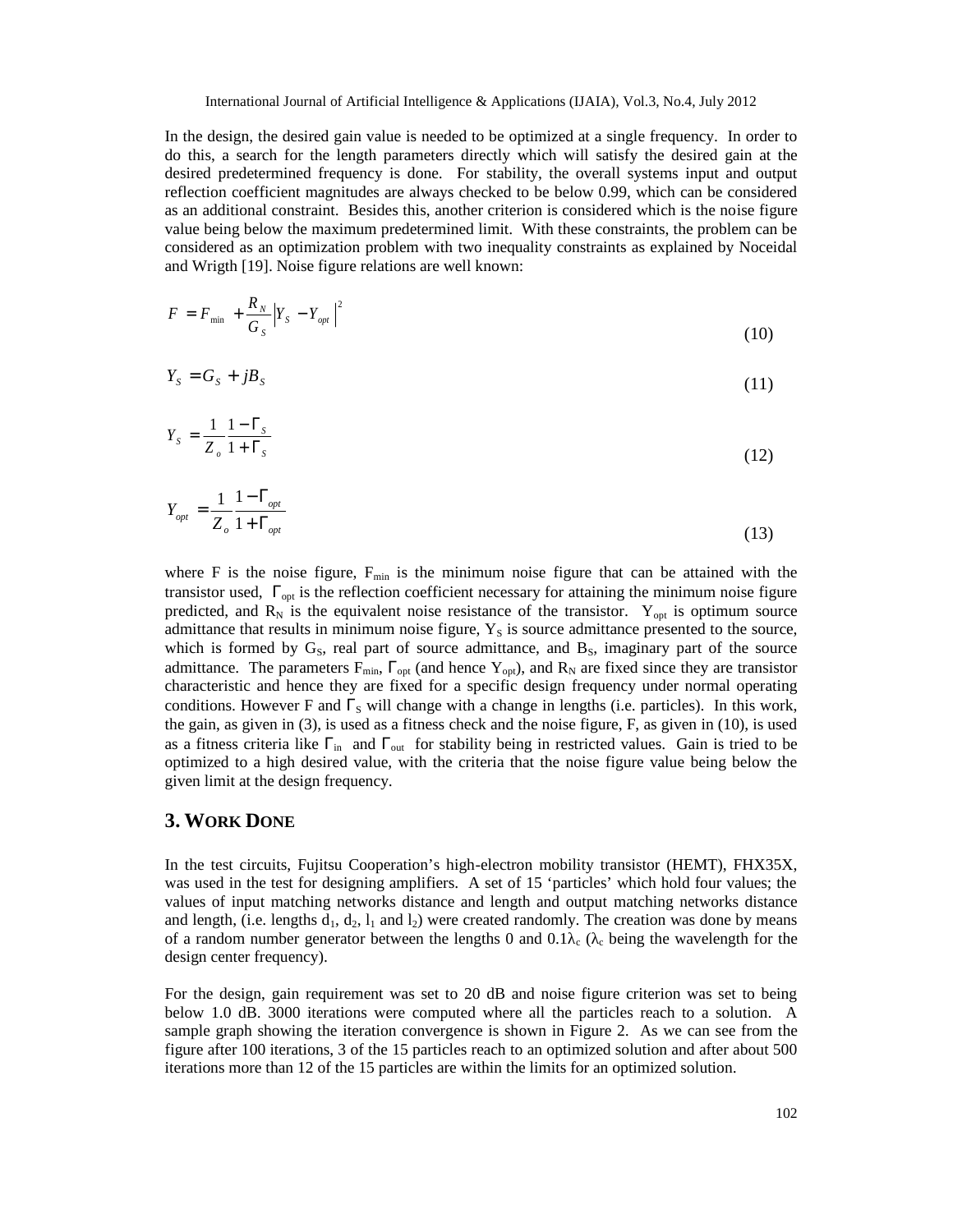In the design, the desired gain value is needed to be optimized at a single frequency. In order to do this, a search for the length parameters directly which will satisfy the desired gain at the desired predetermined frequency is done. For stability, the overall systems input and output reflection coefficient magnitudes are always checked to be below 0.99, which can be considered as an additional constraint. Besides this, another criterion is considered which is the noise figure value being below the maximum predetermined limit. With these constraints, the problem can be considered as an optimization problem with two inequality constraints as explained by Nocedal and Wrigth [19]. Noise figure relations are well known:

$$F = F_{\min} + \frac{R_N}{G_S}\left|Y_S - Y_{opt}\right|^2 \tag{10}$$

$$Y_S = G_S + jB_S \tag{11}$$

$$Y_S = \frac{1}{Z_o}\frac{1-\Gamma_S}{1+\Gamma_S} \tag{12}$$

$$Y_{opt} = \frac{1}{Z_o}\frac{1-\Gamma_{opt}}{1+\Gamma_{opt}} \tag{13}$$

where F is the noise figure, $F_{\min}$ is the minimum noise figure that can be attained with the transistor used, $\Gamma_{opt}$ is the reflection coefficient necessary for attaining the minimum noise figure predicted, and $R_N$ is the equivalent noise resistance of the transistor. $Y_{opt}$ is optimum source admittance that results in minimum noise figure, $Y_S$ is source admittance presented to the source, which is formed by $G_S$, real part of source admittance, and $B_S$, imaginary part of the source admittance. The parameters $F_{\min}$, $\Gamma_{opt}$ (and hence $Y_{opt}$), and $R_N$ are fixed since they are transistor characteristic and hence they are fixed for a specific design frequency under normal operating conditions. However F and $\Gamma_S$ will change with a change in lengths (i.e. particles). In this work, the gain, as given in (3), is used as a fitness check and the noise figure, F, as given in (10), is used as a fitness criteria like $\Gamma_{in}$ and $\Gamma_{out}$ for stability being in restricted values. Gain is tried to be optimized to a high desired value, with the criteria that the noise figure value being below the given limit at the design frequency.

## 3. WORK DONE

In the test circuits, Fujitsu Cooperation's high-electron mobility transistor (HEMT), FHX35X, was used in the test for designing amplifiers. A set of 15 'particles' which hold four values; the values of input matching networks distance and length and output matching networks distance and length, (i.e. lengths $d_1$, $d_2$, $l_1$ and $l_2$) were created randomly. The creation was done by means of a random number generator between the lengths 0 and $0.1\lambda_c$ ($\lambda_c$ being the wavelength for the design center frequency).

For the design, gain requirement was set to 20 dB and noise figure criterion was set to being below 1.0 dB. 3000 iterations were computed where all the particles reach to a solution. A sample graph showing the iteration convergence is shown in Figure 2. As we can see from the figure after 100 iterations, 3 of the 15 particles reach to an optimized solution and after about 500 iterations more than 12 of the 15 particles are within the limits for an optimized solution.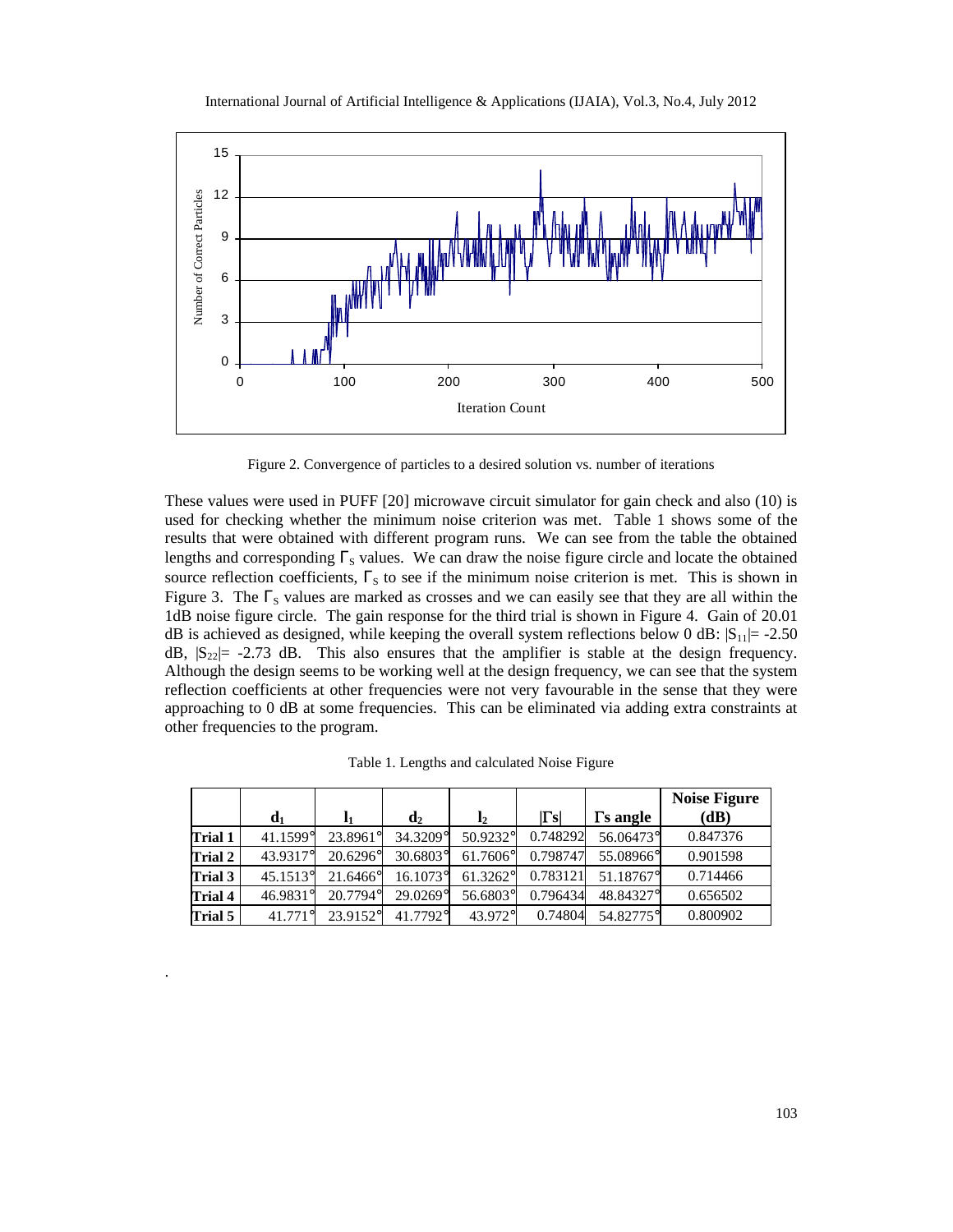Figure 2. Convergence of particles to a desired solution vs. number of iterations

These values were used in PUFF [20] microwave circuit simulator for gain check and also (10) is used for checking whether the minimum noise criterion was met. Table 1 shows some of the results that were obtained with different program runs. We can see from the table the obtained lengths and corresponding $\Gamma_S$ values. We can draw the noise figure circle and locate the obtained source reflection coefficients, $\Gamma_S$ to see if the minimum noise criterion is met. This is shown in Figure 3. The $\Gamma_S$ values are marked as crosses and we can easily see that they are all within the 1dB noise figure circle. The gain response for the third trial is shown in Figure 4. Gain of 20.01 dB is achieved as designed, while keeping the overall system reflections below 0 dB: $|S_{11}|$= -2.50 dB, $|S_{22}|$= -2.73 dB. This also ensures that the amplifier is stable at the design frequency. Although the design seems to be working well at the design frequency, we can see that the system reflection coefficients at other frequencies were not very favourable in the sense that they were approaching to 0 dB at some frequencies. This can be eliminated via adding extra constraints at other frequencies to the program.

Table 1. Lengths and calculated Noise Figure

| | $d_1$ | $l_1$ | $d_2$ | $l_2$ | $\|\Gamma s\|$ | $\Gamma$s angle | Noise Figure (dB) |
|---|---|---|---|---|---|---|---|
| **Trial 1** | 41.1599° | 23.8961° | 34.3209° | 50.9232° | 0.748292 | 56.06473° | 0.847376 |
| **Trial 2** | 43.9317° | 20.6296° | 30.6803° | 61.7606° | 0.798747 | 55.08966° | 0.901598 |
| **Trial 3** | 45.1513° | 21.6466° | 16.1073° | 61.3262° | 0.783121 | 51.18767° | 0.714466 |
| **Trial 4** | 46.9831° | 20.7794° | 29.0269° | 56.6803° | 0.796434 | 48.84327° | 0.656502 |
| **Trial 5** | 41.771° | 23.9152° | 41.7792° | 43.972° | 0.74804 | 54.82775° | 0.800902 |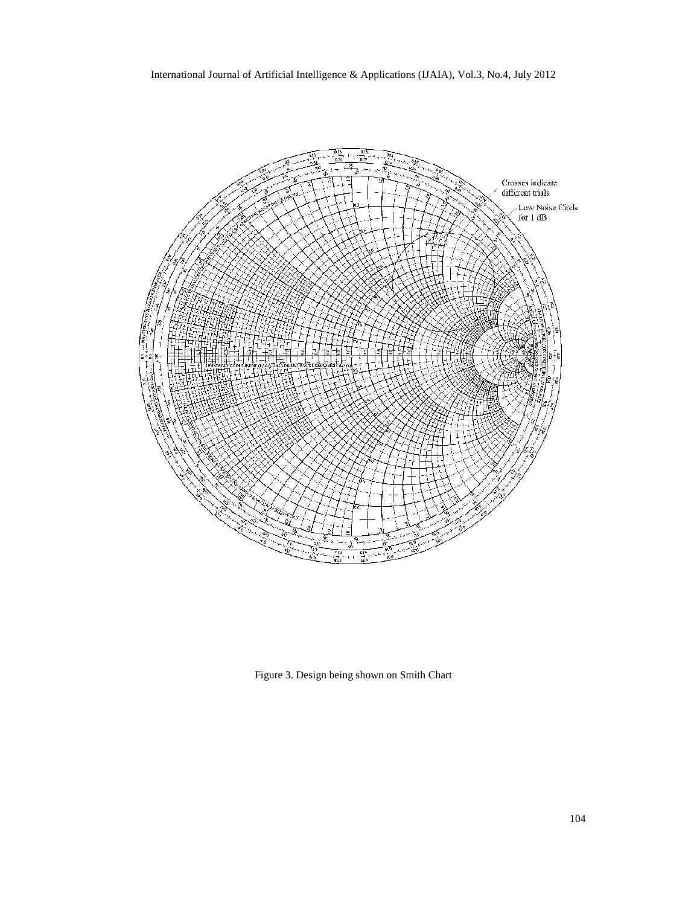Crosses indicate different trials

Low Noise Circle for 1 dB

Figure 3. Design being shown on Smith Chart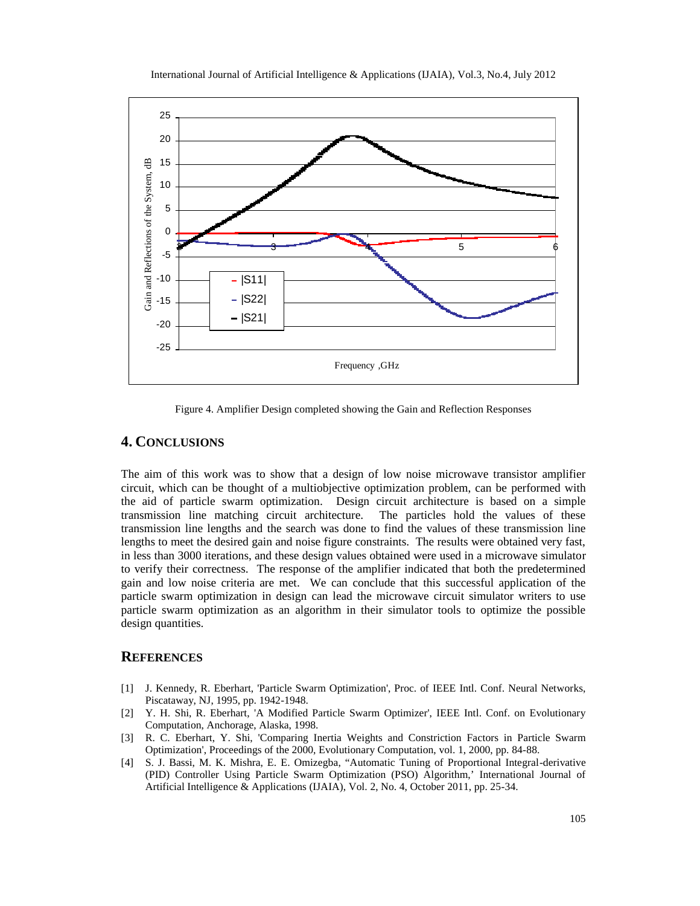Figure 4. Amplifier Design completed showing the Gain and Reflection Responses

## 4. CONCLUSIONS

The aim of this work was to show that a design of low noise microwave transistor amplifier circuit, which can be thought of a multiobjective optimization problem, can be performed with the aid of particle swarm optimization. Design circuit architecture is based on a simple transmission line matching circuit architecture. The particles hold the values of these transmission line lengths and the search was done to find the values of these transmission line lengths to meet the desired gain and noise figure constraints. The results were obtained very fast, in less than 3000 iterations, and these design values obtained were used in a microwave simulator to verify their correctness. The response of the amplifier indicated that both the predetermined gain and low noise criteria are met. We can conclude that this successful application of the particle swarm optimization in design can lead the microwave circuit simulator writers to use particle swarm optimization as an algorithm in their simulator tools to optimize the possible design quantities.

## REFERENCES

[1] J. Kennedy, R. Eberhart, 'Particle Swarm Optimization', Proc. of IEEE Intl. Conf. Neural Networks, Piscataway, NJ, 1995, pp. 1942-1948.

[2] Y. H. Shi, R. Eberhart, 'A Modified Particle Swarm Optimizer', IEEE Intl. Conf. on Evolutionary Computation, Anchorage, Alaska, 1998.

[3] R. C. Eberhart, Y. Shi, 'Comparing Inertia Weights and Constriction Factors in Particle Swarm Optimization', Proceedings of the 2000, Evolutionary Computation, vol. 1, 2000, pp. 84-88.

[4] S. J. Bassi, M. K. Mishra, E. E. Omizegba, "Automatic Tuning of Proportional Integral-derivative (PID) Controller Using Particle Swarm Optimization (PSO) Algorithm,' International Journal of Artificial Intelligence & Applications (IJAIA), Vol. 2, No. 4, October 2011, pp. 25-34.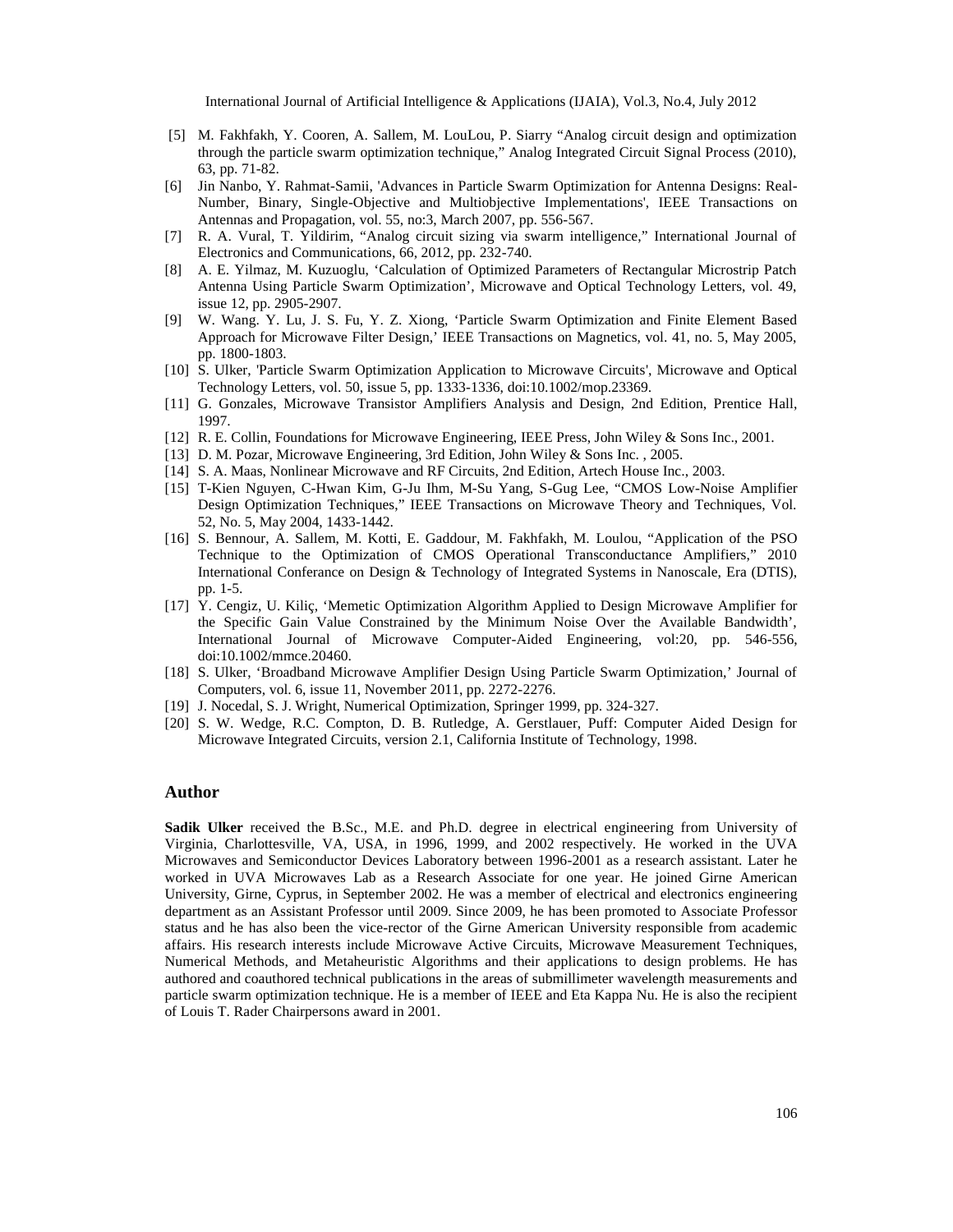[5] M. Fakhfakh, Y. Cooren, A. Sallem, M. LouLou, P. Siarry "Analog circuit design and optimization through the particle swarm optimization technique," Analog Integrated Circuit Signal Process (2010), 63, pp. 71-82.

[6] Jin Nanbo, Y. Rahmat-Samii, 'Advances in Particle Swarm Optimization for Antenna Designs: Real-Number, Binary, Single-Objective and Multiobjective Implementations', IEEE Transactions on Antennas and Propagation, vol. 55, no:3, March 2007, pp. 556-567.

[7] R. A. Vural, T. Yildirim, "Analog circuit sizing via swarm intelligence," International Journal of Electronics and Communications, 66, 2012, pp. 232-740.

[8] A. E. Yilmaz, M. Kuzuoglu, 'Calculation of Optimized Parameters of Rectangular Microstrip Patch Antenna Using Particle Swarm Optimization', Microwave and Optical Technology Letters, vol. 49, issue 12, pp. 2905-2907.

[9] W. Wang. Y. Lu, J. S. Fu, Y. Z. Xiong, 'Particle Swarm Optimization and Finite Element Based Approach for Microwave Filter Design,' IEEE Transactions on Magnetics, vol. 41, no. 5, May 2005, pp. 1800-1803.

[10] S. Ulker, 'Particle Swarm Optimization Application to Microwave Circuits', Microwave and Optical Technology Letters, vol. 50, issue 5, pp. 1333-1336, doi:10.1002/mop.23369.

[11] G. Gonzales, Microwave Transistor Amplifiers Analysis and Design, 2nd Edition, Prentice Hall, 1997.

[12] R. E. Collin, Foundations for Microwave Engineering, IEEE Press, John Wiley & Sons Inc., 2001.

[13] D. M. Pozar, Microwave Engineering, 3rd Edition, John Wiley & Sons Inc. , 2005.

[14] S. A. Maas, Nonlinear Microwave and RF Circuits, 2nd Edition, Artech House Inc., 2003.

[15] T-Kien Nguyen, C-Hwan Kim, G-Ju Ihm, M-Su Yang, S-Gug Lee, "CMOS Low-Noise Amplifier Design Optimization Techniques," IEEE Transactions on Microwave Theory and Techniques, Vol. 52, No. 5, May 2004, 1433-1442.

[16] S. Bennour, A. Sallem, M. Kotti, E. Gaddour, M. Fakhfakh, M. Loulou, "Application of the PSO Technique to the Optimization of CMOS Operational Transconductance Amplifiers," 2010 International Conferance on Design & Technology of Integrated Systems in Nanoscale, Era (DTIS), pp. 1-5.

[17] Y. Cengiz, U. Kiliç, 'Memetic Optimization Algorithm Applied to Design Microwave Amplifier for the Specific Gain Value Constrained by the Minimum Noise Over the Available Bandwidth', International Journal of Microwave Computer-Aided Engineering, vol:20, pp. 546-556, doi:10.1002/mmce.20460.

[18] S. Ulker, 'Broadband Microwave Amplifier Design Using Particle Swarm Optimization,' Journal of Computers, vol. 6, issue 11, November 2011, pp. 2272-2276.

[19] J. Nocedal, S. J. Wright, Numerical Optimization, Springer 1999, pp. 324-327.

[20] S. W. Wedge, R.C. Compton, D. B. Rutledge, A. Gerstlauer, Puff: Computer Aided Design for Microwave Integrated Circuits, version 2.1, California Institute of Technology, 1998.

## Author

**Sadik Ulker** received the B.Sc., M.E. and Ph.D. degree in electrical engineering from University of Virginia, Charlottesville, VA, USA, in 1996, 1999, and 2002 respectively. He worked in the UVA Microwaves and Semiconductor Devices Laboratory between 1996-2001 as a research assistant. Later he worked in UVA Microwaves Lab as a Research Associate for one year. He joined Girne American University, Girne, Cyprus, in September 2002. He was a member of electrical and electronics engineering department as an Assistant Professor until 2009. Since 2009, he has been promoted to Associate Professor status and he has also been the vice-rector of the Girne American University responsible from academic affairs. His research interests include Microwave Active Circuits, Microwave Measurement Techniques, Numerical Methods, and Metaheuristic Algorithms and their applications to design problems. He has authored and coauthored technical publications in the areas of submillimeter wavelength measurements and particle swarm optimization technique. He is a member of IEEE and Eta Kappa Nu. He is also the recipient of Louis T. Rader Chairpersons award in 2001.